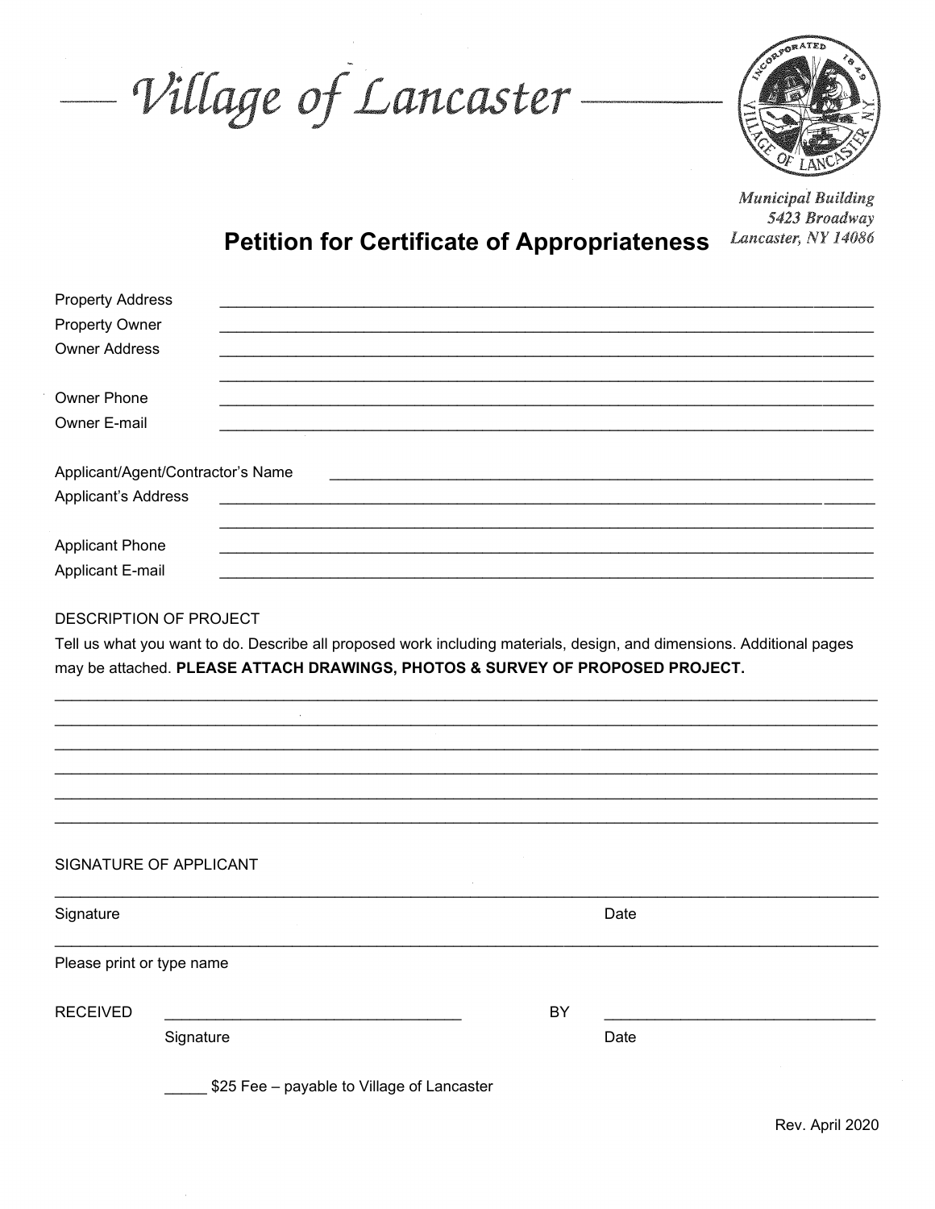# Village of Lancaster

Municipal Building
5423 Broadway
Lancaster, NY 14086

## Petition for Certificate of Appropriateness

Property Address ______________________________________________

Property Owner ______________________________________________

Owner Address ______________________________________________

______________________________________________

Owner Phone ______________________________________________

Owner E-mail ______________________________________________

Applicant/Agent/Contractor's Name ______________________________________________

Applicant's Address ______________________________________________

______________________________________________

Applicant Phone ______________________________________________

Applicant E-mail ______________________________________________

DESCRIPTION OF PROJECT

Tell us what you want to do. Describe all proposed work including materials, design, and dimensions. Additional pages may be attached. **PLEASE ATTACH DRAWINGS, PHOTOS & SURVEY OF PROPOSED PROJECT.**

______________________________________________

______________________________________________

______________________________________________

______________________________________________

______________________________________________

______________________________________________

SIGNATURE OF APPLICANT

______________________________________________

Signature Date

______________________________________________

Please print or type name

RECEIVED ______________________ BY ______________________

Signature Date

_____ $25 Fee – payable to Village of Lancaster

Rev. April 2020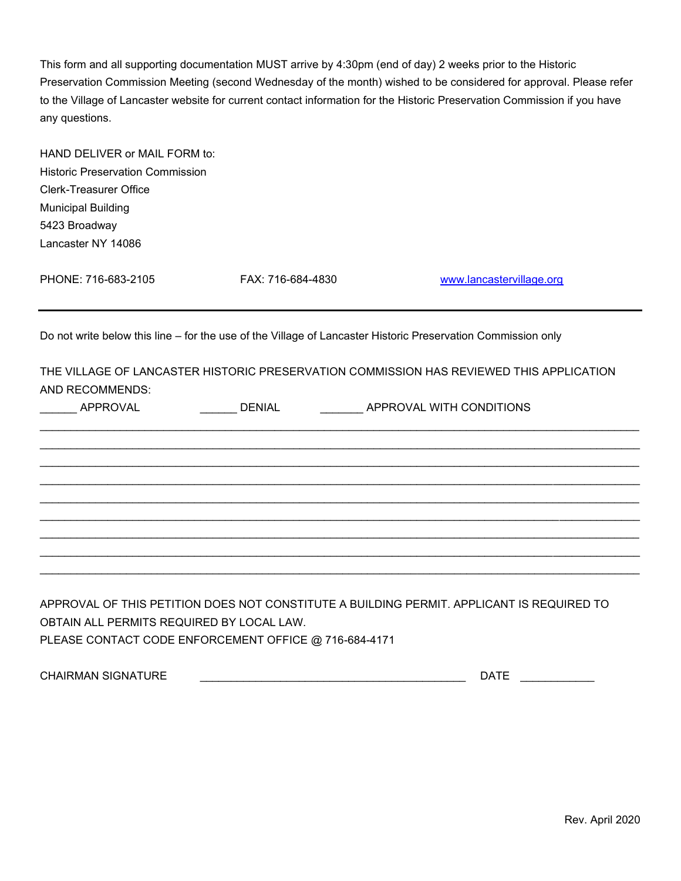This form and all supporting documentation MUST arrive by 4:30pm (end of day) 2 weeks prior to the Historic Preservation Commission Meeting (second Wednesday of the month) wished to be considered for approval. Please refer to the Village of Lancaster website for current contact information for the Historic Preservation Commission if you have any questions.

HAND DELIVER or MAIL FORM to:
Historic Preservation Commission
Clerk-Treasurer Office
Municipal Building
5423 Broadway
Lancaster NY 14086

PHONE: 716-683-2105 FAX: 716-684-4830 [www.lancastervillage.org](http://www.lancastervillage.org)

---

Do not write below this line – for the use of the Village of Lancaster Historic Preservation Commission only

THE VILLAGE OF LANCASTER HISTORIC PRESERVATION COMMISSION HAS REVIEWED THIS APPLICATION AND RECOMMENDS:

______ APPROVAL ______ DENIAL _______ APPROVAL WITH CONDITIONS

____________________________________________________________________________________________
____________________________________________________________________________________________
____________________________________________________________________________________________
____________________________________________________________________________________________
____________________________________________________________________________________________
____________________________________________________________________________________________
____________________________________________________________________________________________
____________________________________________________________________________________________
____________________________________________________________________________________________

APPROVAL OF THIS PETITION DOES NOT CONSTITUTE A BUILDING PERMIT. APPLICANT IS REQUIRED TO OBTAIN ALL PERMITS REQUIRED BY LOCAL LAW.
PLEASE CONTACT CODE ENFORCEMENT OFFICE @ 716-684-4171

CHAIRMAN SIGNATURE __________________________________________ DATE ___________

Rev. April 2020